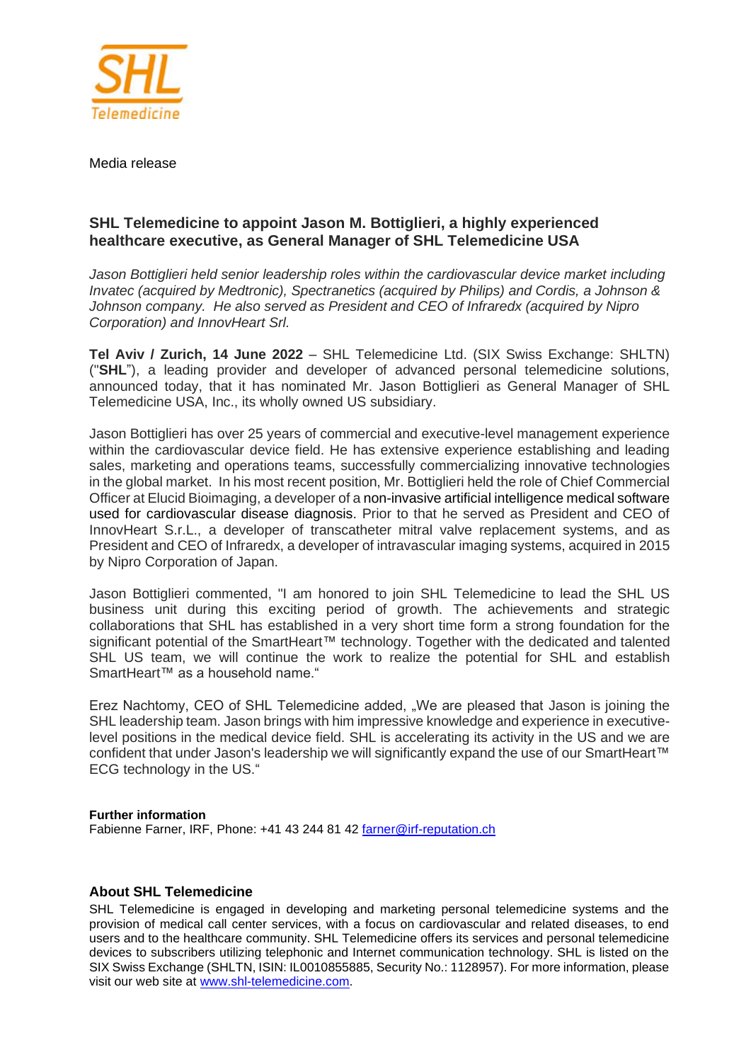SHL Telemedicine

Media release

## SHL Telemedicine to appoint Jason M. Bottiglieri, a highly experienced healthcare executive, as General Manager of SHL Telemedicine USA

*Jason Bottiglieri held senior leadership roles within the cardiovascular device market including Invatec (acquired by Medtronic), Spectranetics (acquired by Philips) and Cordis, a Johnson & Johnson company. He also served as President and CEO of Infraredx (acquired by Nipro Corporation) and InnovHeart Srl.*

**Tel Aviv / Zurich, 14 June 2022** – SHL Telemedicine Ltd. (SIX Swiss Exchange: SHLTN) ("**SHL**"), a leading provider and developer of advanced personal telemedicine solutions, announced today, that it has nominated Mr. Jason Bottiglieri as General Manager of SHL Telemedicine USA, Inc., its wholly owned US subsidiary.

Jason Bottiglieri has over 25 years of commercial and executive-level management experience within the cardiovascular device field. He has extensive experience establishing and leading sales, marketing and operations teams, successfully commercializing innovative technologies in the global market. In his most recent position, Mr. Bottiglieri held the role of Chief Commercial Officer at Elucid Bioimaging, a developer of a non-invasive artificial intelligence medical software used for cardiovascular disease diagnosis. Prior to that he served as President and CEO of InnovHeart S.r.L., a developer of transcatheter mitral valve replacement systems, and as President and CEO of Infraredx, a developer of intravascular imaging systems, acquired in 2015 by Nipro Corporation of Japan.

Jason Bottiglieri commented, "I am honored to join SHL Telemedicine to lead the SHL US business unit during this exciting period of growth. The achievements and strategic collaborations that SHL has established in a very short time form a strong foundation for the significant potential of the SmartHeart™ technology. Together with the dedicated and talented SHL US team, we will continue the work to realize the potential for SHL and establish SmartHeart™ as a household name."

Erez Nachtomy, CEO of SHL Telemedicine added, „We are pleased that Jason is joining the SHL leadership team. Jason brings with him impressive knowledge and experience in executive-level positions in the medical device field. SHL is accelerating its activity in the US and we are confident that under Jason's leadership we will significantly expand the use of our SmartHeart™ ECG technology in the US."

**Further information**
Fabienne Farner, IRF, Phone: +41 43 244 81 42 farner@irf-reputation.ch

### About SHL Telemedicine

SHL Telemedicine is engaged in developing and marketing personal telemedicine systems and the provision of medical call center services, with a focus on cardiovascular and related diseases, to end users and to the healthcare community. SHL Telemedicine offers its services and personal telemedicine devices to subscribers utilizing telephonic and Internet communication technology. SHL is listed on the SIX Swiss Exchange (SHLTN, ISIN: IL0010855885, Security No.: 1128957). For more information, please visit our web site at www.shl-telemedicine.com.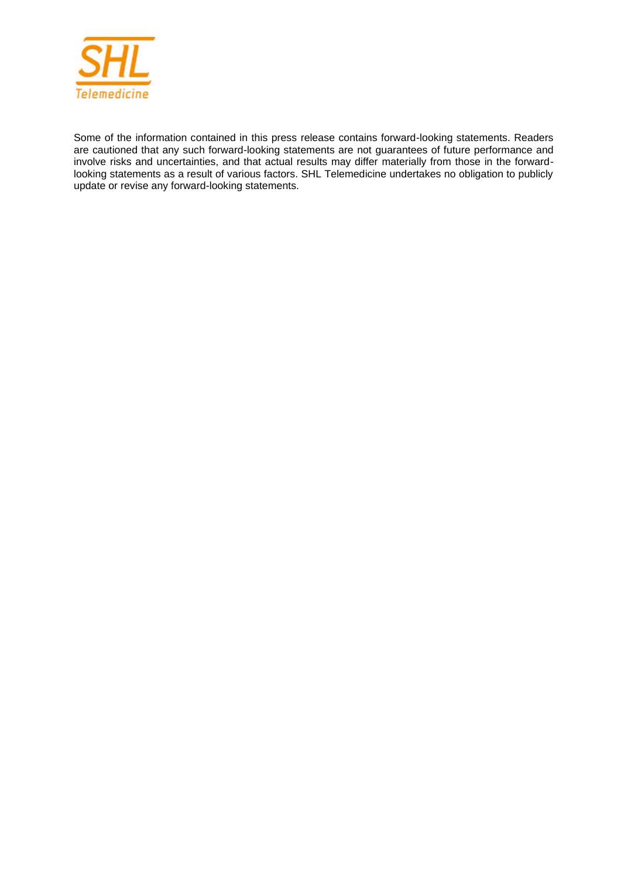Some of the information contained in this press release contains forward-looking statements. Readers are cautioned that any such forward-looking statements are not guarantees of future performance and involve risks and uncertainties, and that actual results may differ materially from those in the forward-looking statements as a result of various factors. SHL Telemedicine undertakes no obligation to publicly update or revise any forward-looking statements.